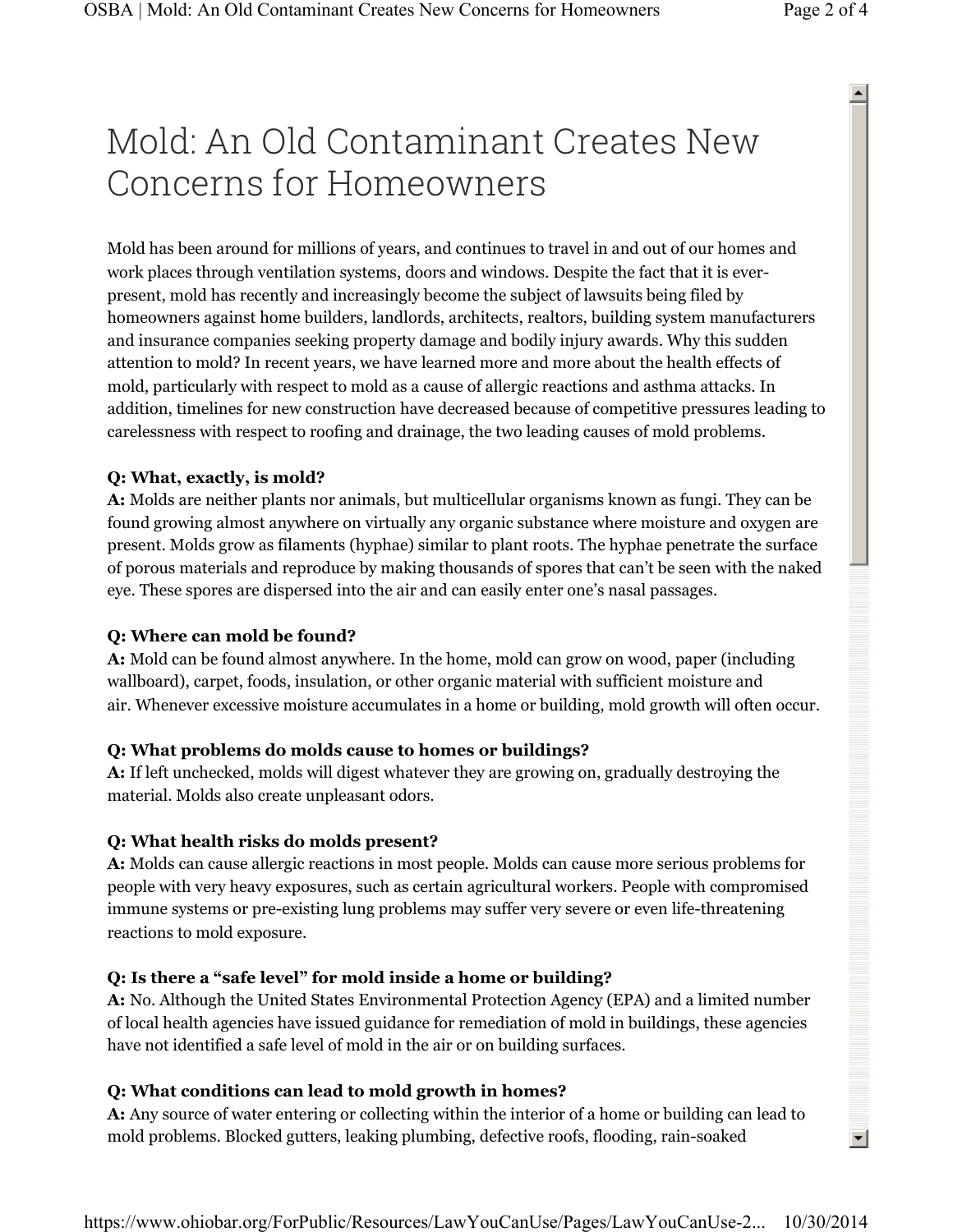# Mold: An Old Contaminant Creates New Concerns for Homeowners

Mold has been around for millions of years, and continues to travel in and out of our homes and work places through ventilation systems, doors and windows. Despite the fact that it is ever-present, mold has recently and increasingly become the subject of lawsuits being filed by homeowners against home builders, landlords, architects, realtors, building system manufacturers and insurance companies seeking property damage and bodily injury awards. Why this sudden attention to mold? In recent years, we have learned more and more about the health effects of mold, particularly with respect to mold as a cause of allergic reactions and asthma attacks. In addition, timelines for new construction have decreased because of competitive pressures leading to carelessness with respect to roofing and drainage, the two leading causes of mold problems.

**Q: What, exactly, is mold?**
**A:** Molds are neither plants nor animals, but multicellular organisms known as fungi. They can be found growing almost anywhere on virtually any organic substance where moisture and oxygen are present. Molds grow as filaments (hyphae) similar to plant roots. The hyphae penetrate the surface of porous materials and reproduce by making thousands of spores that can't be seen with the naked eye. These spores are dispersed into the air and can easily enter one's nasal passages.

**Q: Where can mold be found?**
**A:** Mold can be found almost anywhere. In the home, mold can grow on wood, paper (including wallboard), carpet, foods, insulation, or other organic material with sufficient moisture and air. Whenever excessive moisture accumulates in a home or building, mold growth will often occur.

**Q: What problems do molds cause to homes or buildings?**
**A:** If left unchecked, molds will digest whatever they are growing on, gradually destroying the material. Molds also create unpleasant odors.

**Q: What health risks do molds present?**
**A:** Molds can cause allergic reactions in most people. Molds can cause more serious problems for people with very heavy exposures, such as certain agricultural workers. People with compromised immune systems or pre-existing lung problems may suffer very severe or even life-threatening reactions to mold exposure.

**Q: Is there a "safe level" for mold inside a home or building?**
**A:** No. Although the United States Environmental Protection Agency (EPA) and a limited number of local health agencies have issued guidance for remediation of mold in buildings, these agencies have not identified a safe level of mold in the air or on building surfaces.

**Q: What conditions can lead to mold growth in homes?**
**A:** Any source of water entering or collecting within the interior of a home or building can lead to mold problems. Blocked gutters, leaking plumbing, defective roofs, flooding, rain-soaked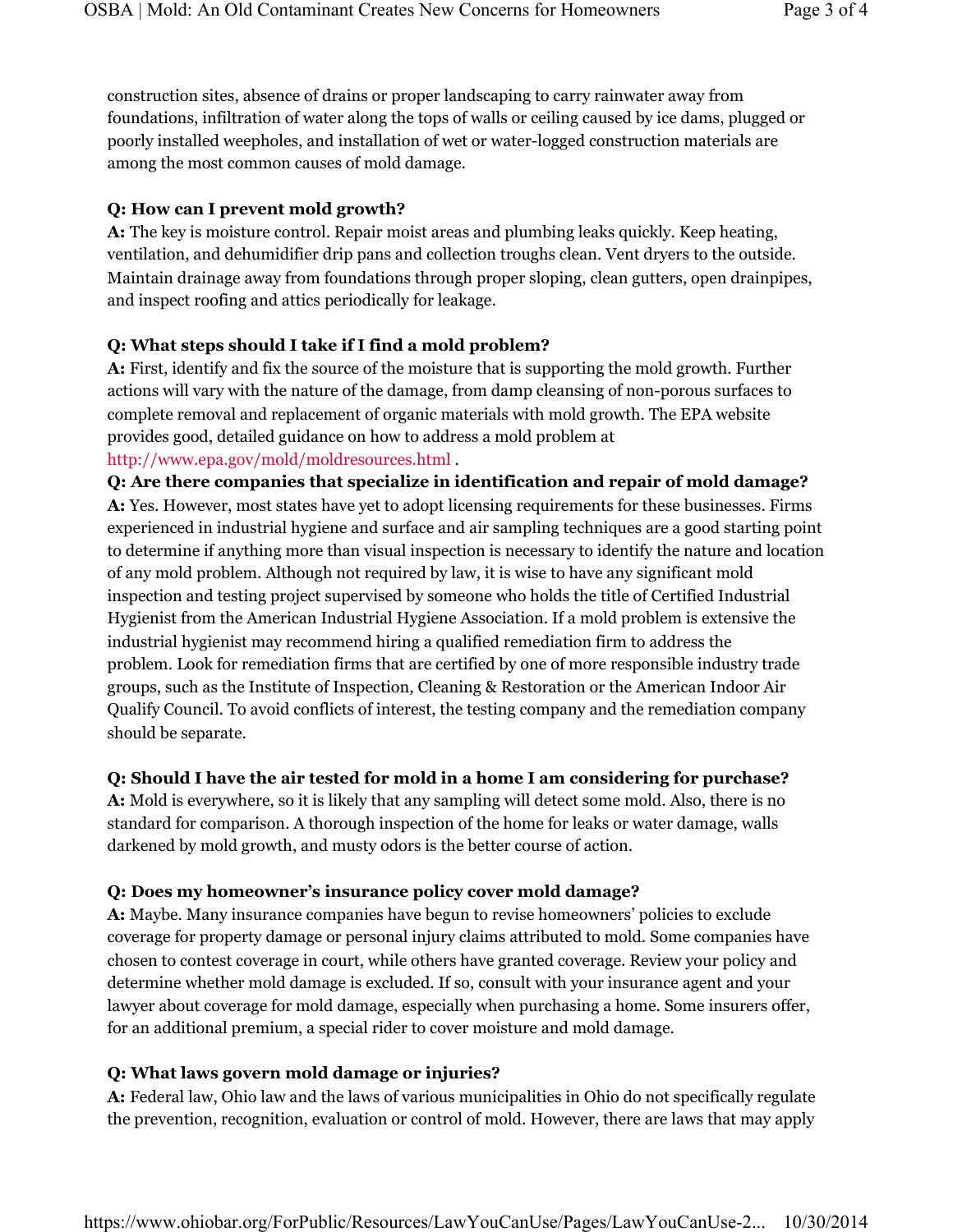construction sites, absence of drains or proper landscaping to carry rainwater away from foundations, infiltration of water along the tops of walls or ceiling caused by ice dams, plugged or poorly installed weepholes, and installation of wet or water-logged construction materials are among the most common causes of mold damage.

**Q: How can I prevent mold growth?**
**A:** The key is moisture control. Repair moist areas and plumbing leaks quickly. Keep heating, ventilation, and dehumidifier drip pans and collection troughs clean. Vent dryers to the outside. Maintain drainage away from foundations through proper sloping, clean gutters, open drainpipes, and inspect roofing and attics periodically for leakage.

**Q: What steps should I take if I find a mold problem?**
**A:** First, identify and fix the source of the moisture that is supporting the mold growth. Further actions will vary with the nature of the damage, from damp cleansing of non-porous surfaces to complete removal and replacement of organic materials with mold growth. The EPA website provides good, detailed guidance on how to address a mold problem at http://www.epa.gov/mold/moldresources.html .

**Q: Are there companies that specialize in identification and repair of mold damage?**
**A:** Yes. However, most states have yet to adopt licensing requirements for these businesses. Firms experienced in industrial hygiene and surface and air sampling techniques are a good starting point to determine if anything more than visual inspection is necessary to identify the nature and location of any mold problem. Although not required by law, it is wise to have any significant mold inspection and testing project supervised by someone who holds the title of Certified Industrial Hygienist from the American Industrial Hygiene Association. If a mold problem is extensive the industrial hygienist may recommend hiring a qualified remediation firm to address the problem. Look for remediation firms that are certified by one of more responsible industry trade groups, such as the Institute of Inspection, Cleaning & Restoration or the American Indoor Air Qualify Council. To avoid conflicts of interest, the testing company and the remediation company should be separate.

**Q: Should I have the air tested for mold in a home I am considering for purchase?**
**A:** Mold is everywhere, so it is likely that any sampling will detect some mold. Also, there is no standard for comparison. A thorough inspection of the home for leaks or water damage, walls darkened by mold growth, and musty odors is the better course of action.

**Q: Does my homeowner's insurance policy cover mold damage?**
**A:** Maybe. Many insurance companies have begun to revise homeowners' policies to exclude coverage for property damage or personal injury claims attributed to mold. Some companies have chosen to contest coverage in court, while others have granted coverage. Review your policy and determine whether mold damage is excluded. If so, consult with your insurance agent and your lawyer about coverage for mold damage, especially when purchasing a home. Some insurers offer, for an additional premium, a special rider to cover moisture and mold damage.

**Q: What laws govern mold damage or injuries?**
**A:** Federal law, Ohio law and the laws of various municipalities in Ohio do not specifically regulate the prevention, recognition, evaluation or control of mold. However, there are laws that may apply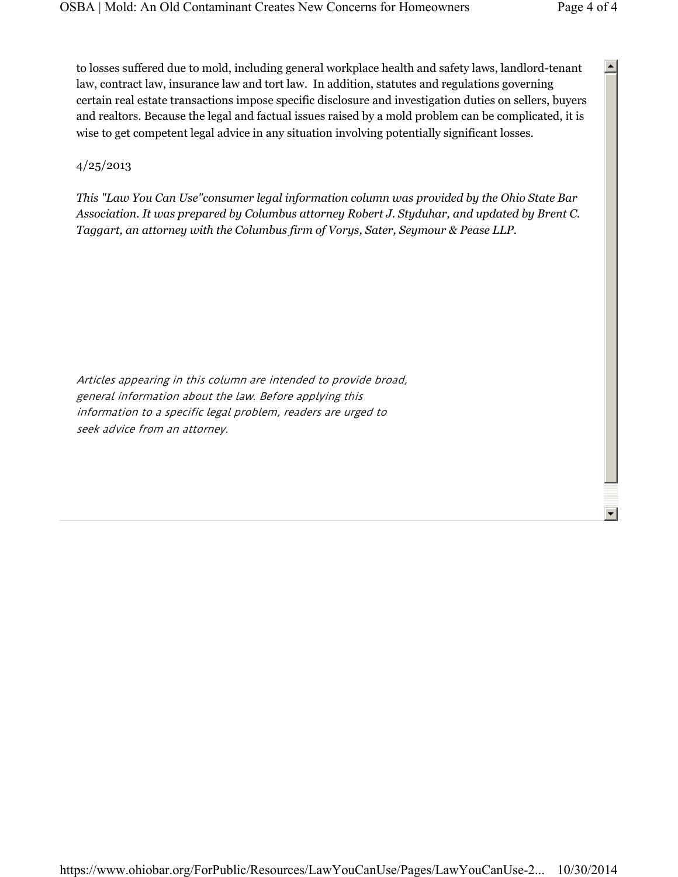to losses suffered due to mold, including general workplace health and safety laws, landlord-tenant law, contract law, insurance law and tort law. In addition, statutes and regulations governing certain real estate transactions impose specific disclosure and investigation duties on sellers, buyers and realtors. Because the legal and factual issues raised by a mold problem can be complicated, it is wise to get competent legal advice in any situation involving potentially significant losses.

4/25/2013

*This "Law You Can Use"consumer legal information column was provided by the Ohio State Bar Association. It was prepared by Columbus attorney Robert J. Styduhar, and updated by Brent C. Taggart, an attorney with the Columbus firm of Vorys, Sater, Seymour & Pease LLP.*

*Articles appearing in this column are intended to provide broad, general information about the law. Before applying this information to a specific legal problem, readers are urged to seek advice from an attorney.*